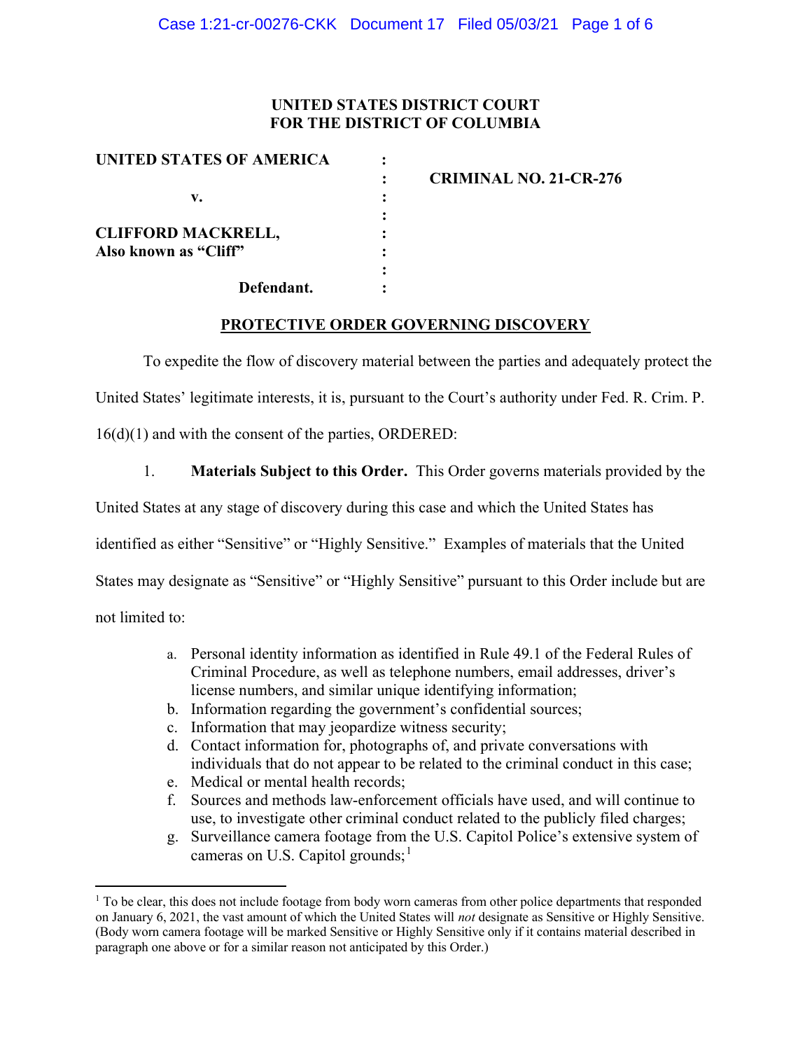**UNITED STATES DISTRICT COURT**
**FOR THE DISTRICT OF COLUMBIA**

| | | |
|---|---|---|
| **UNITED STATES OF AMERICA** | : | |
| | : | **CRIMINAL NO. 21-CR-276** |
| **v.** | : | |
| | : | |
| **CLIFFORD MACKRELL,** | : | |
| **Also known as "Cliff"** | : | |
| | : | |
| **Defendant.** | : | |

## PROTECTIVE ORDER GOVERNING DISCOVERY

To expedite the flow of discovery material between the parties and adequately protect the United States' legitimate interests, it is, pursuant to the Court's authority under Fed. R. Crim. P. 16(d)(1) and with the consent of the parties, ORDERED:

1. **Materials Subject to this Order.** This Order governs materials provided by the United States at any stage of discovery during this case and which the United States has identified as either "Sensitive" or "Highly Sensitive." Examples of materials that the United States may designate as "Sensitive" or "Highly Sensitive" pursuant to this Order include but are not limited to:

   a. Personal identity information as identified in Rule 49.1 of the Federal Rules of Criminal Procedure, as well as telephone numbers, email addresses, driver's license numbers, and similar unique identifying information;
   b. Information regarding the government's confidential sources;
   c. Information that may jeopardize witness security;
   d. Contact information for, photographs of, and private conversations with individuals that do not appear to be related to the criminal conduct in this case;
   e. Medical or mental health records;
   f. Sources and methods law-enforcement officials have used, and will continue to use, to investigate other criminal conduct related to the publicly filed charges;
   g. Surveillance camera footage from the U.S. Capitol Police's extensive system of cameras on U.S. Capitol grounds;[1]

[1] To be clear, this does not include footage from body worn cameras from other police departments that responded on January 6, 2021, the vast amount of which the United States will *not* designate as Sensitive or Highly Sensitive. (Body worn camera footage will be marked Sensitive or Highly Sensitive only if it contains material described in paragraph one above or for a similar reason not anticipated by this Order.)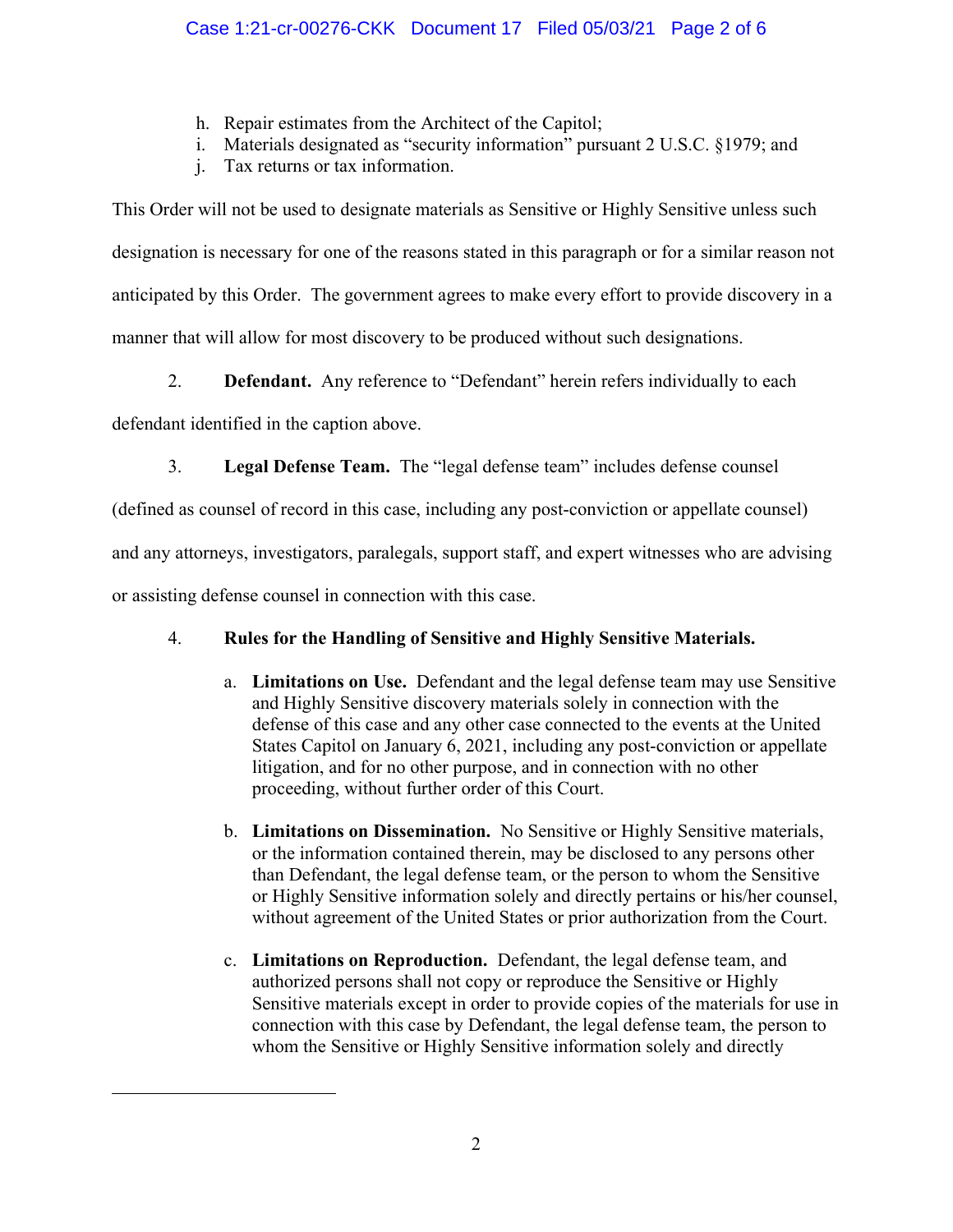h. Repair estimates from the Architect of the Capitol;
i. Materials designated as "security information" pursuant 2 U.S.C. §1979; and
j. Tax returns or tax information.

This Order will not be used to designate materials as Sensitive or Highly Sensitive unless such designation is necessary for one of the reasons stated in this paragraph or for a similar reason not anticipated by this Order. The government agrees to make every effort to provide discovery in a manner that will allow for most discovery to be produced without such designations.

2. **Defendant.** Any reference to "Defendant" herein refers individually to each defendant identified in the caption above.

3. **Legal Defense Team.** The "legal defense team" includes defense counsel (defined as counsel of record in this case, including any post-conviction or appellate counsel) and any attorneys, investigators, paralegals, support staff, and expert witnesses who are advising or assisting defense counsel in connection with this case.

4. **Rules for the Handling of Sensitive and Highly Sensitive Materials.**

   a. **Limitations on Use.** Defendant and the legal defense team may use Sensitive and Highly Sensitive discovery materials solely in connection with the defense of this case and any other case connected to the events at the United States Capitol on January 6, 2021, including any post-conviction or appellate litigation, and for no other purpose, and in connection with no other proceeding, without further order of this Court.

   b. **Limitations on Dissemination.** No Sensitive or Highly Sensitive materials, or the information contained therein, may be disclosed to any persons other than Defendant, the legal defense team, or the person to whom the Sensitive or Highly Sensitive information solely and directly pertains or his/her counsel, without agreement of the United States or prior authorization from the Court.

   c. **Limitations on Reproduction.** Defendant, the legal defense team, and authorized persons shall not copy or reproduce the Sensitive or Highly Sensitive materials except in order to provide copies of the materials for use in connection with this case by Defendant, the legal defense team, the person to whom the Sensitive or Highly Sensitive information solely and directly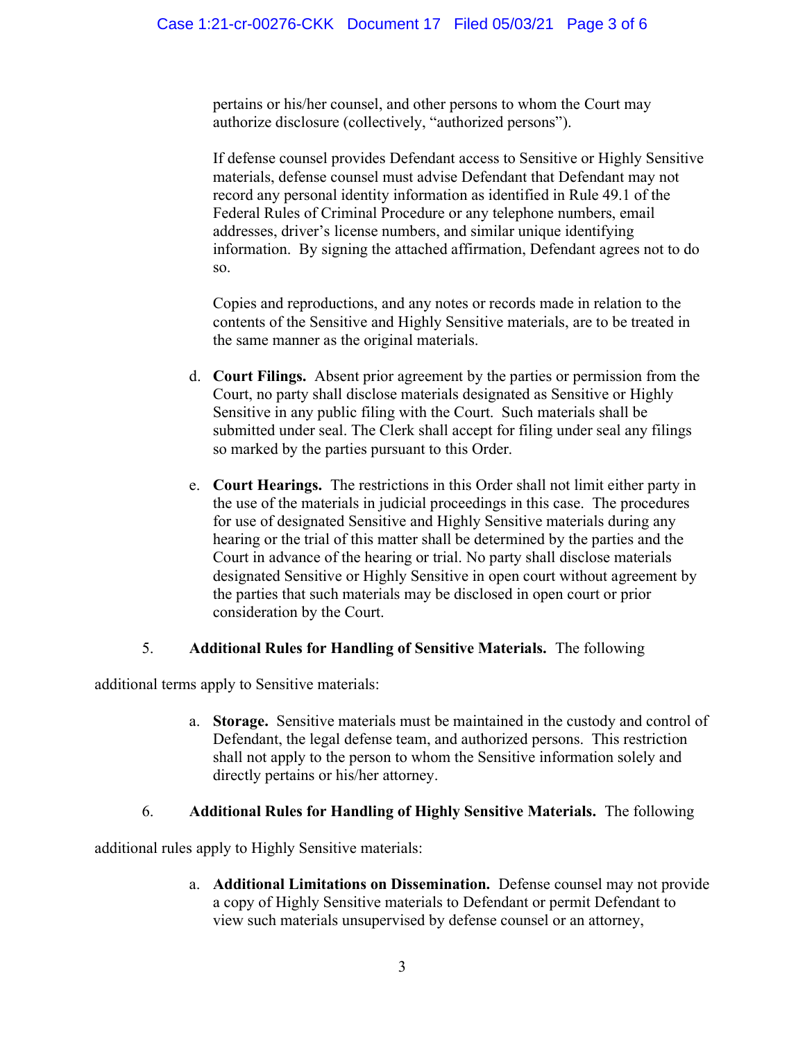pertains or his/her counsel, and other persons to whom the Court may authorize disclosure (collectively, "authorized persons").

If defense counsel provides Defendant access to Sensitive or Highly Sensitive materials, defense counsel must advise Defendant that Defendant may not record any personal identity information as identified in Rule 49.1 of the Federal Rules of Criminal Procedure or any telephone numbers, email addresses, driver's license numbers, and similar unique identifying information. By signing the attached affirmation, Defendant agrees not to do so.

Copies and reproductions, and any notes or records made in relation to the contents of the Sensitive and Highly Sensitive materials, are to be treated in the same manner as the original materials.

d. **Court Filings.** Absent prior agreement by the parties or permission from the Court, no party shall disclose materials designated as Sensitive or Highly Sensitive in any public filing with the Court. Such materials shall be submitted under seal. The Clerk shall accept for filing under seal any filings so marked by the parties pursuant to this Order.

e. **Court Hearings.** The restrictions in this Order shall not limit either party in the use of the materials in judicial proceedings in this case. The procedures for use of designated Sensitive and Highly Sensitive materials during any hearing or the trial of this matter shall be determined by the parties and the Court in advance of the hearing or trial. No party shall disclose materials designated Sensitive or Highly Sensitive in open court without agreement by the parties that such materials may be disclosed in open court or prior consideration by the Court.

5. **Additional Rules for Handling of Sensitive Materials.** The following additional terms apply to Sensitive materials:

a. **Storage.** Sensitive materials must be maintained in the custody and control of Defendant, the legal defense team, and authorized persons. This restriction shall not apply to the person to whom the Sensitive information solely and directly pertains or his/her attorney.

6. **Additional Rules for Handling of Highly Sensitive Materials.** The following additional rules apply to Highly Sensitive materials:

a. **Additional Limitations on Dissemination.** Defense counsel may not provide a copy of Highly Sensitive materials to Defendant or permit Defendant to view such materials unsupervised by defense counsel or an attorney,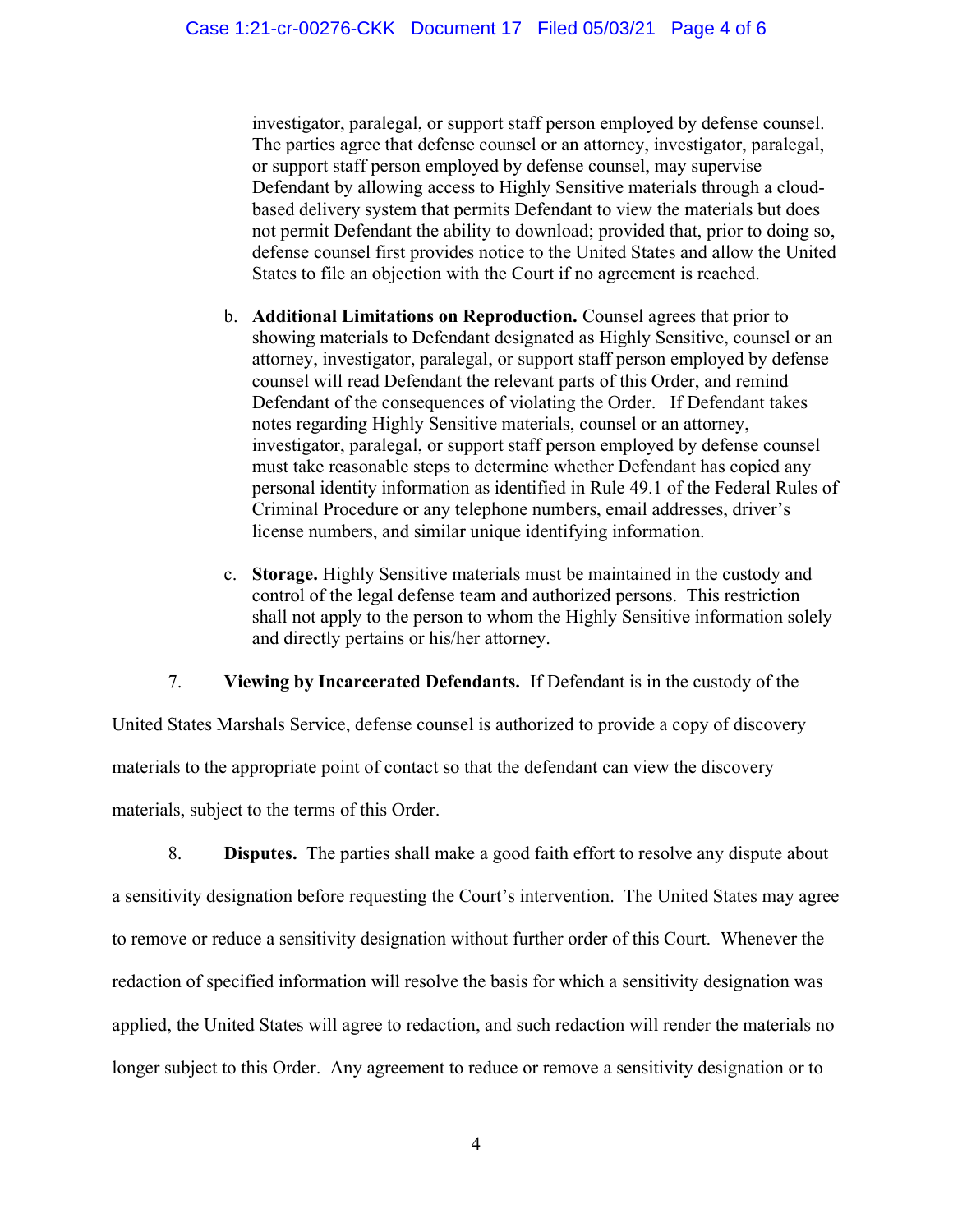investigator, paralegal, or support staff person employed by defense counsel. The parties agree that defense counsel or an attorney, investigator, paralegal, or support staff person employed by defense counsel, may supervise Defendant by allowing access to Highly Sensitive materials through a cloud-based delivery system that permits Defendant to view the materials but does not permit Defendant the ability to download; provided that, prior to doing so, defense counsel first provides notice to the United States and allow the United States to file an objection with the Court if no agreement is reached.

b. **Additional Limitations on Reproduction.** Counsel agrees that prior to showing materials to Defendant designated as Highly Sensitive, counsel or an attorney, investigator, paralegal, or support staff person employed by defense counsel will read Defendant the relevant parts of this Order, and remind Defendant of the consequences of violating the Order. If Defendant takes notes regarding Highly Sensitive materials, counsel or an attorney, investigator, paralegal, or support staff person employed by defense counsel must take reasonable steps to determine whether Defendant has copied any personal identity information as identified in Rule 49.1 of the Federal Rules of Criminal Procedure or any telephone numbers, email addresses, driver's license numbers, and similar unique identifying information.

c. **Storage.** Highly Sensitive materials must be maintained in the custody and control of the legal defense team and authorized persons. This restriction shall not apply to the person to whom the Highly Sensitive information solely and directly pertains or his/her attorney.

7. **Viewing by Incarcerated Defendants.** If Defendant is in the custody of the United States Marshals Service, defense counsel is authorized to provide a copy of discovery materials to the appropriate point of contact so that the defendant can view the discovery materials, subject to the terms of this Order.

8. **Disputes.** The parties shall make a good faith effort to resolve any dispute about a sensitivity designation before requesting the Court's intervention. The United States may agree to remove or reduce a sensitivity designation without further order of this Court. Whenever the redaction of specified information will resolve the basis for which a sensitivity designation was applied, the United States will agree to redaction, and such redaction will render the materials no longer subject to this Order. Any agreement to reduce or remove a sensitivity designation or to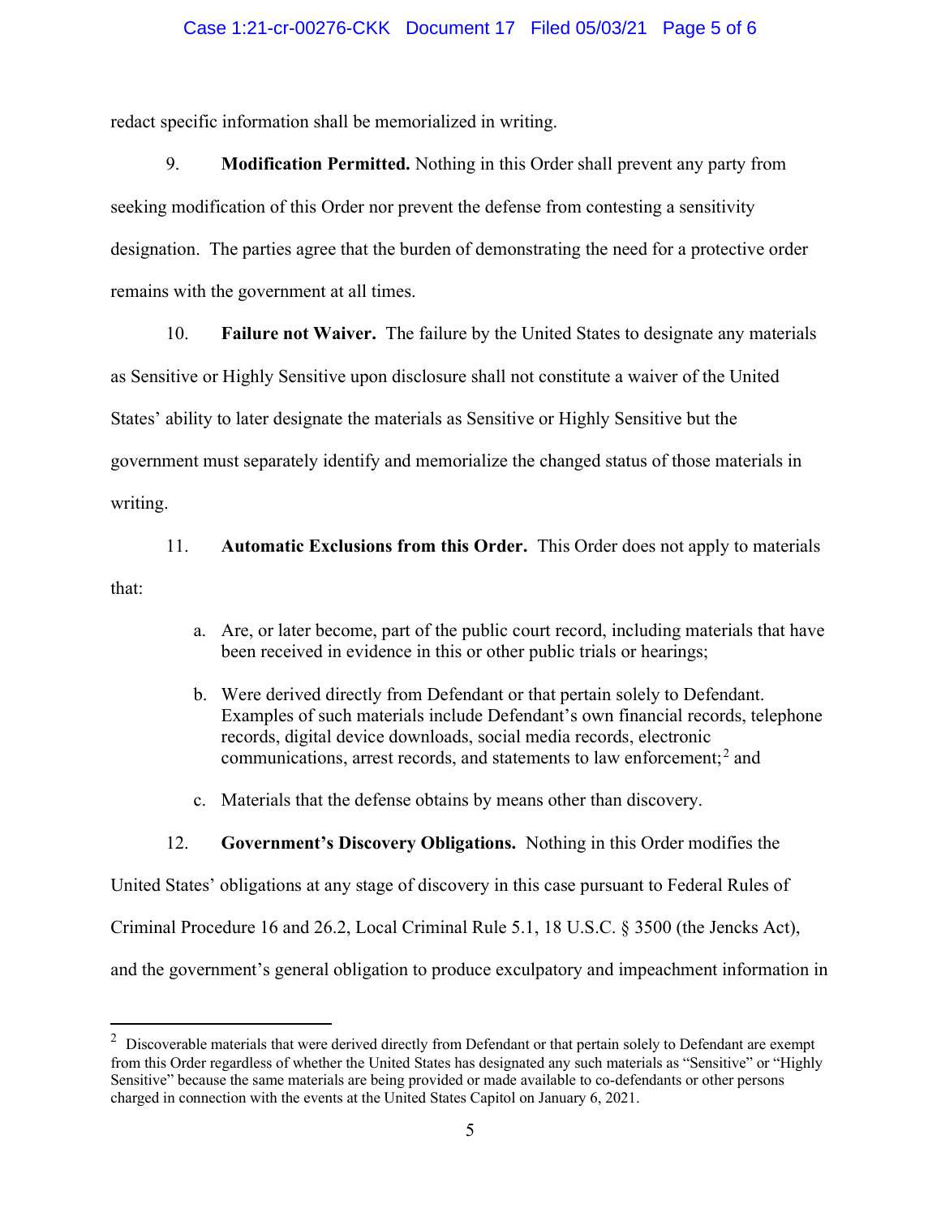redact specific information shall be memorialized in writing.

9. **Modification Permitted.** Nothing in this Order shall prevent any party from seeking modification of this Order nor prevent the defense from contesting a sensitivity designation. The parties agree that the burden of demonstrating the need for a protective order remains with the government at all times.

10. **Failure not Waiver.** The failure by the United States to designate any materials as Sensitive or Highly Sensitive upon disclosure shall not constitute a waiver of the United States' ability to later designate the materials as Sensitive or Highly Sensitive but the government must separately identify and memorialize the changed status of those materials in writing.

11. **Automatic Exclusions from this Order.** This Order does not apply to materials that:

   a. Are, or later become, part of the public court record, including materials that have been received in evidence in this or other public trials or hearings;

   b. Were derived directly from Defendant or that pertain solely to Defendant. Examples of such materials include Defendant's own financial records, telephone records, digital device downloads, social media records, electronic communications, arrest records, and statements to law enforcement;[2] and

   c. Materials that the defense obtains by means other than discovery.

12. **Government's Discovery Obligations.** Nothing in this Order modifies the United States' obligations at any stage of discovery in this case pursuant to Federal Rules of Criminal Procedure 16 and 26.2, Local Criminal Rule 5.1, 18 U.S.C. § 3500 (the Jencks Act), and the government's general obligation to produce exculpatory and impeachment information in

[2] Discoverable materials that were derived directly from Defendant or that pertain solely to Defendant are exempt from this Order regardless of whether the United States has designated any such materials as "Sensitive" or "Highly Sensitive" because the same materials are being provided or made available to co-defendants or other persons charged in connection with the events at the United States Capitol on January 6, 2021.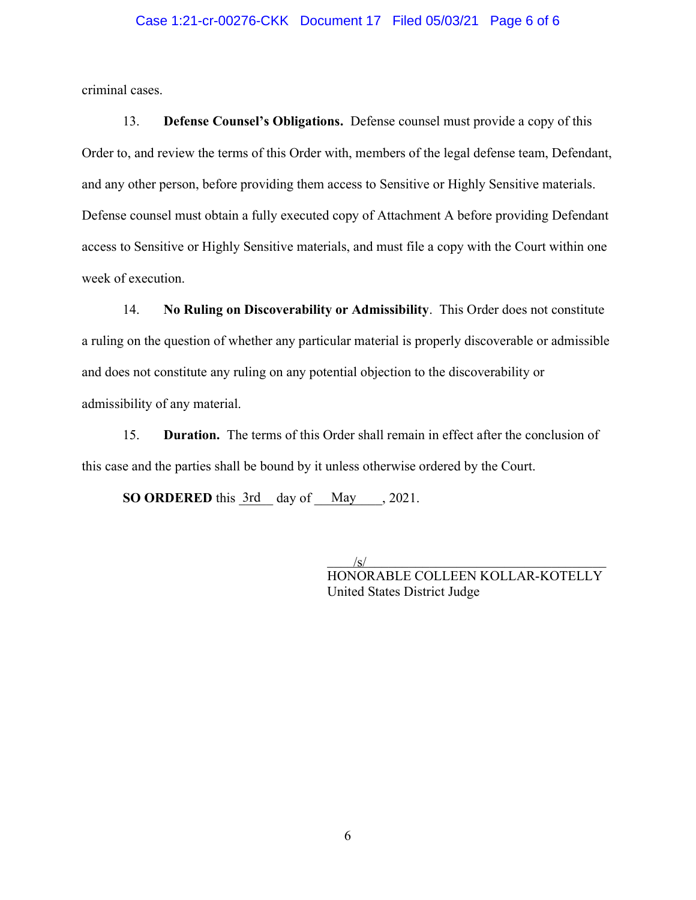criminal cases.

13. **Defense Counsel's Obligations.** Defense counsel must provide a copy of this Order to, and review the terms of this Order with, members of the legal defense team, Defendant, and any other person, before providing them access to Sensitive or Highly Sensitive materials. Defense counsel must obtain a fully executed copy of Attachment A before providing Defendant access to Sensitive or Highly Sensitive materials, and must file a copy with the Court within one week of execution.

14. **No Ruling on Discoverability or Admissibility**. This Order does not constitute a ruling on the question of whether any particular material is properly discoverable or admissible and does not constitute any ruling on any potential objection to the discoverability or admissibility of any material.

15. **Duration.** The terms of this Order shall remain in effect after the conclusion of this case and the parties shall be bound by it unless otherwise ordered by the Court.

**SO ORDERED** this 3rd day of May, 2021.

/s/
HONORABLE COLLEEN KOLLAR-KOTELLY
United States District Judge